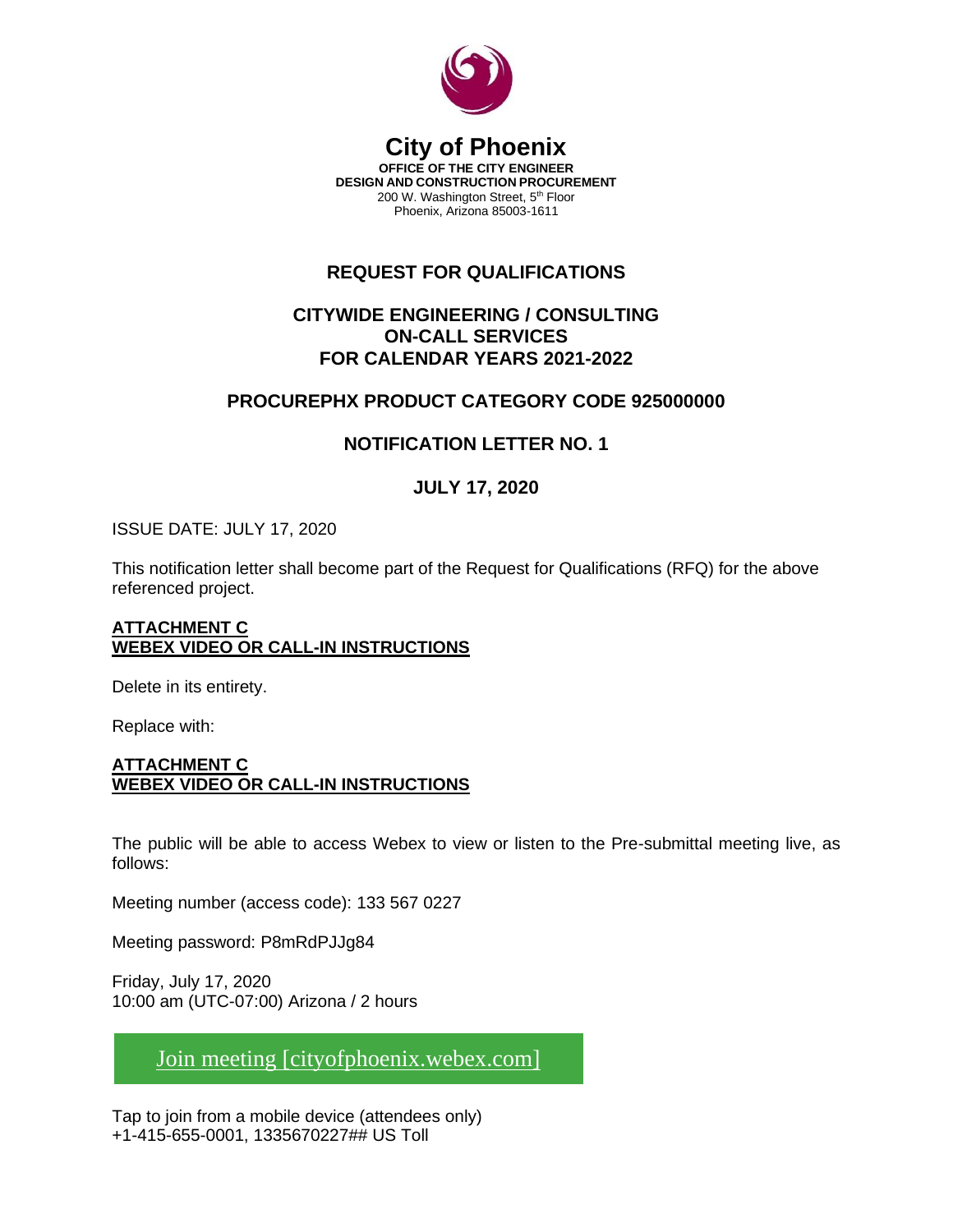# City of Phoenix

**OFFICE OF THE CITY ENGINEER**
**DESIGN AND CONSTRUCTION PROCUREMENT**
200 W. Washington Street, 5th Floor
Phoenix, Arizona 85003-1611

## REQUEST FOR QUALIFICATIONS

## CITYWIDE ENGINEERING / CONSULTING ON-CALL SERVICES FOR CALENDAR YEARS 2021-2022

## PROCUREPHX PRODUCT CATEGORY CODE 925000000

## NOTIFICATION LETTER NO. 1

## JULY 17, 2020

ISSUE DATE: JULY 17, 2020

This notification letter shall become part of the Request for Qualifications (RFQ) for the above referenced project.

**ATTACHMENT C**
**WEBEX VIDEO OR CALL-IN INSTRUCTIONS**

Delete in its entirety.

Replace with:

**ATTACHMENT C**
**WEBEX VIDEO OR CALL-IN INSTRUCTIONS**

The public will be able to access Webex to view or listen to the Pre-submittal meeting live, as follows:

Meeting number (access code): 133 567 0227

Meeting password: P8mRdPJJg84

Friday, July 17, 2020
10:00 am (UTC-07:00) Arizona / 2 hours

Join meeting [cityofphoenix.webex.com]

Tap to join from a mobile device (attendees only)
+1-415-655-0001, 1335670227## US Toll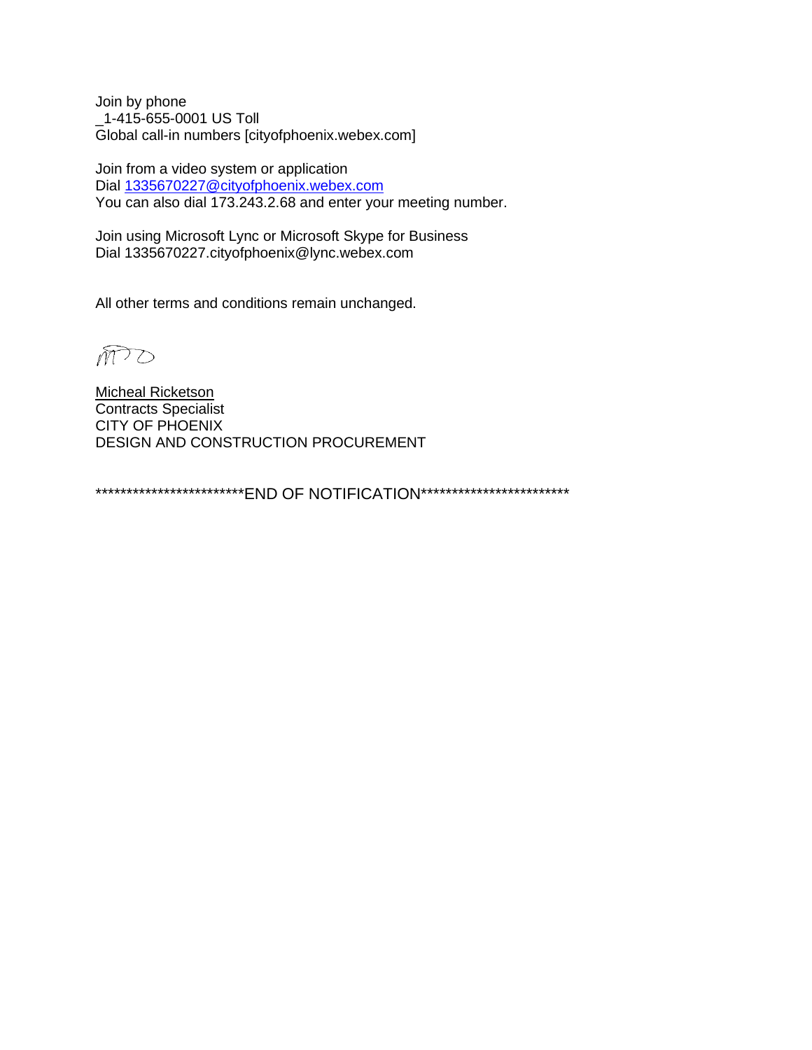Join by phone
_1-415-655-0001 US Toll
Global call-in numbers [cityofphoenix.webex.com]

Join from a video system or application
Dial 1335670227@cityofphoenix.webex.com
You can also dial 173.243.2.68 and enter your meeting number.

Join using Microsoft Lync or Microsoft Skype for Business
Dial 1335670227.cityofphoenix@lync.webex.com

All other terms and conditions remain unchanged.

Micheal Ricketson
Contracts Specialist
CITY OF PHOENIX
DESIGN AND CONSTRUCTION PROCUREMENT

************************END OF NOTIFICATION************************